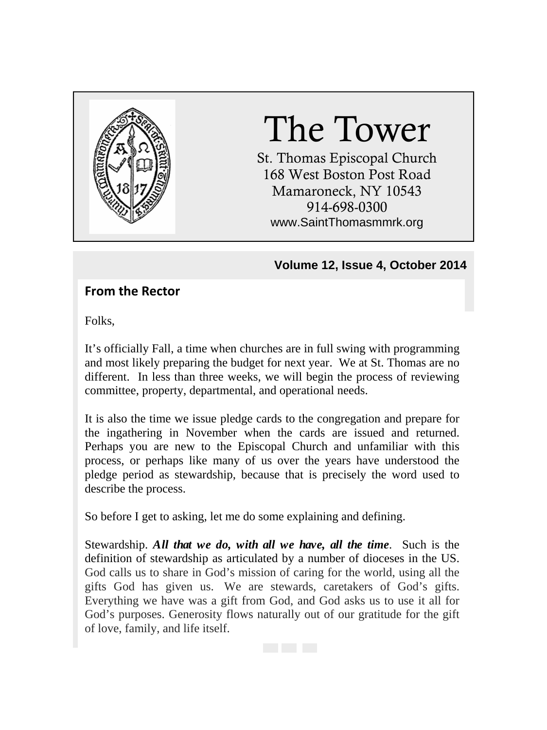# The Tower

St. Thomas Episcopal Church
168 West Boston Post Road
Mamaroneck, NY 10543
914-698-0300
www.SaintThomasmmrk.org

**Volume 12, Issue 4, October 2014**

## From the Rector

Folks,

It's officially Fall, a time when churches are in full swing with programming and most likely preparing the budget for next year. We at St. Thomas are no different. In less than three weeks, we will begin the process of reviewing committee, property, departmental, and operational needs.

It is also the time we issue pledge cards to the congregation and prepare for the ingathering in November when the cards are issued and returned. Perhaps you are new to the Episcopal Church and unfamiliar with this process, or perhaps like many of us over the years have understood the pledge period as stewardship, because that is precisely the word used to describe the process.

So before I get to asking, let me do some explaining and defining.

Stewardship. ***All that we do, with all we have, all the time***. Such is the definition of stewardship as articulated by a number of dioceses in the US. God calls us to share in God's mission of caring for the world, using all the gifts God has given us. We are stewards, caretakers of God's gifts. Everything we have was a gift from God, and God asks us to use it all for God's purposes. Generosity flows naturally out of our gratitude for the gift of love, family, and life itself.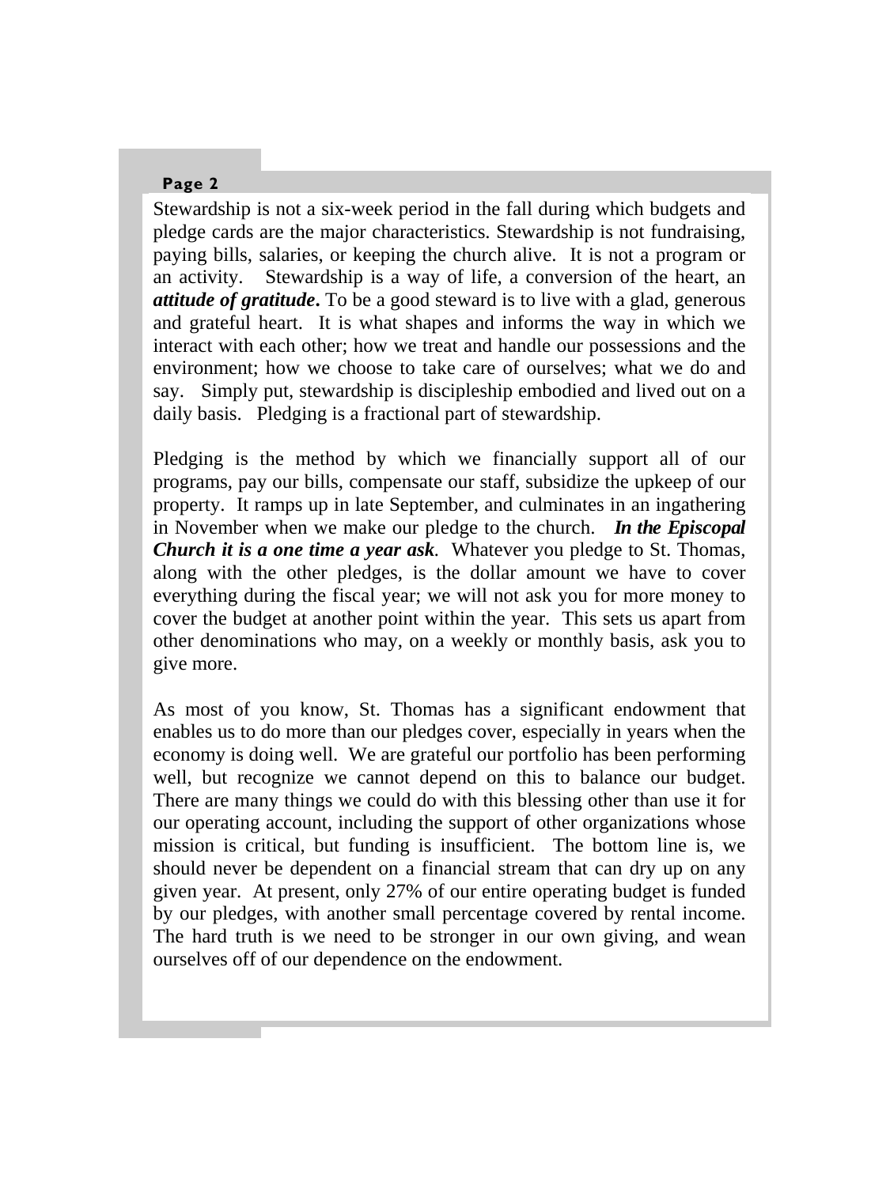Stewardship is not a six-week period in the fall during which budgets and pledge cards are the major characteristics. Stewardship is not fundraising, paying bills, salaries, or keeping the church alive. It is not a program or an activity. Stewardship is a way of life, a conversion of the heart, an ***attitude of gratitude***. To be a good steward is to live with a glad, generous and grateful heart. It is what shapes and informs the way in which we interact with each other; how we treat and handle our possessions and the environment; how we choose to take care of ourselves; what we do and say. Simply put, stewardship is discipleship embodied and lived out on a daily basis. Pledging is a fractional part of stewardship.

Pledging is the method by which we financially support all of our programs, pay our bills, compensate our staff, subsidize the upkeep of our property. It ramps up in late September, and culminates in an ingathering in November when we make our pledge to the church. ***In the Episcopal Church it is a one time a year ask***. Whatever you pledge to St. Thomas, along with the other pledges, is the dollar amount we have to cover everything during the fiscal year; we will not ask you for more money to cover the budget at another point within the year. This sets us apart from other denominations who may, on a weekly or monthly basis, ask you to give more.

As most of you know, St. Thomas has a significant endowment that enables us to do more than our pledges cover, especially in years when the economy is doing well. We are grateful our portfolio has been performing well, but recognize we cannot depend on this to balance our budget. There are many things we could do with this blessing other than use it for our operating account, including the support of other organizations whose mission is critical, but funding is insufficient. The bottom line is, we should never be dependent on a financial stream that can dry up on any given year. At present, only 27% of our entire operating budget is funded by our pledges, with another small percentage covered by rental income. The hard truth is we need to be stronger in our own giving, and wean ourselves off of our dependence on the endowment.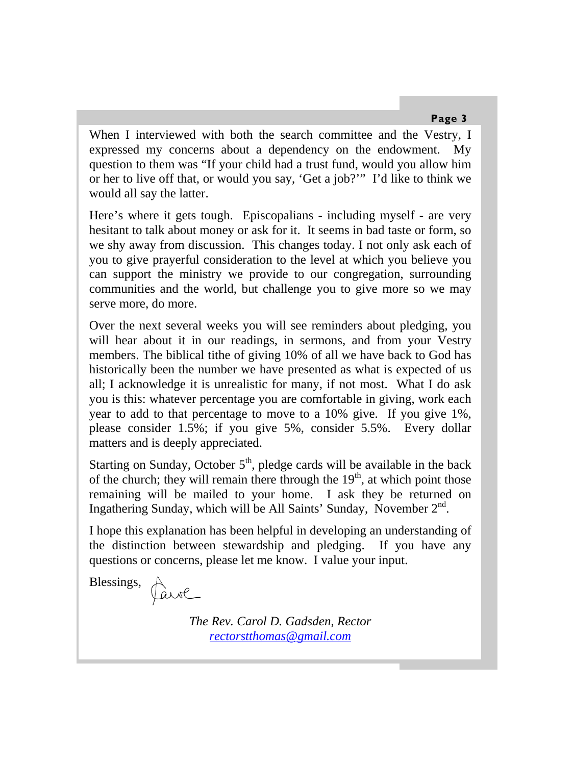When I interviewed with both the search committee and the Vestry, I expressed my concerns about a dependency on the endowment. My question to them was "If your child had a trust fund, would you allow him or her to live off that, or would you say, 'Get a job?'" I'd like to think we would all say the latter.

Here's where it gets tough. Episcopalians - including myself - are very hesitant to talk about money or ask for it. It seems in bad taste or form, so we shy away from discussion. This changes today. I not only ask each of you to give prayerful consideration to the level at which you believe you can support the ministry we provide to our congregation, surrounding communities and the world, but challenge you to give more so we may serve more, do more.

Over the next several weeks you will see reminders about pledging, you will hear about it in our readings, in sermons, and from your Vestry members. The biblical tithe of giving 10% of all we have back to God has historically been the number we have presented as what is expected of us all; I acknowledge it is unrealistic for many, if not most. What I do ask you is this: whatever percentage you are comfortable in giving, work each year to add to that percentage to move to a 10% give. If you give 1%, please consider 1.5%; if you give 5%, consider 5.5%. Every dollar matters and is deeply appreciated.

Starting on Sunday, October 5th, pledge cards will be available in the back of the church; they will remain there through the 19th, at which point those remaining will be mailed to your home. I ask they be returned on Ingathering Sunday, which will be All Saints' Sunday, November 2nd.

I hope this explanation has been helpful in developing an understanding of the distinction between stewardship and pledging. If you have any questions or concerns, please let me know. I value your input.

Blessings, Carol

*The Rev. Carol D. Gadsden, Rector*
*rectorstthomas@gmail.com*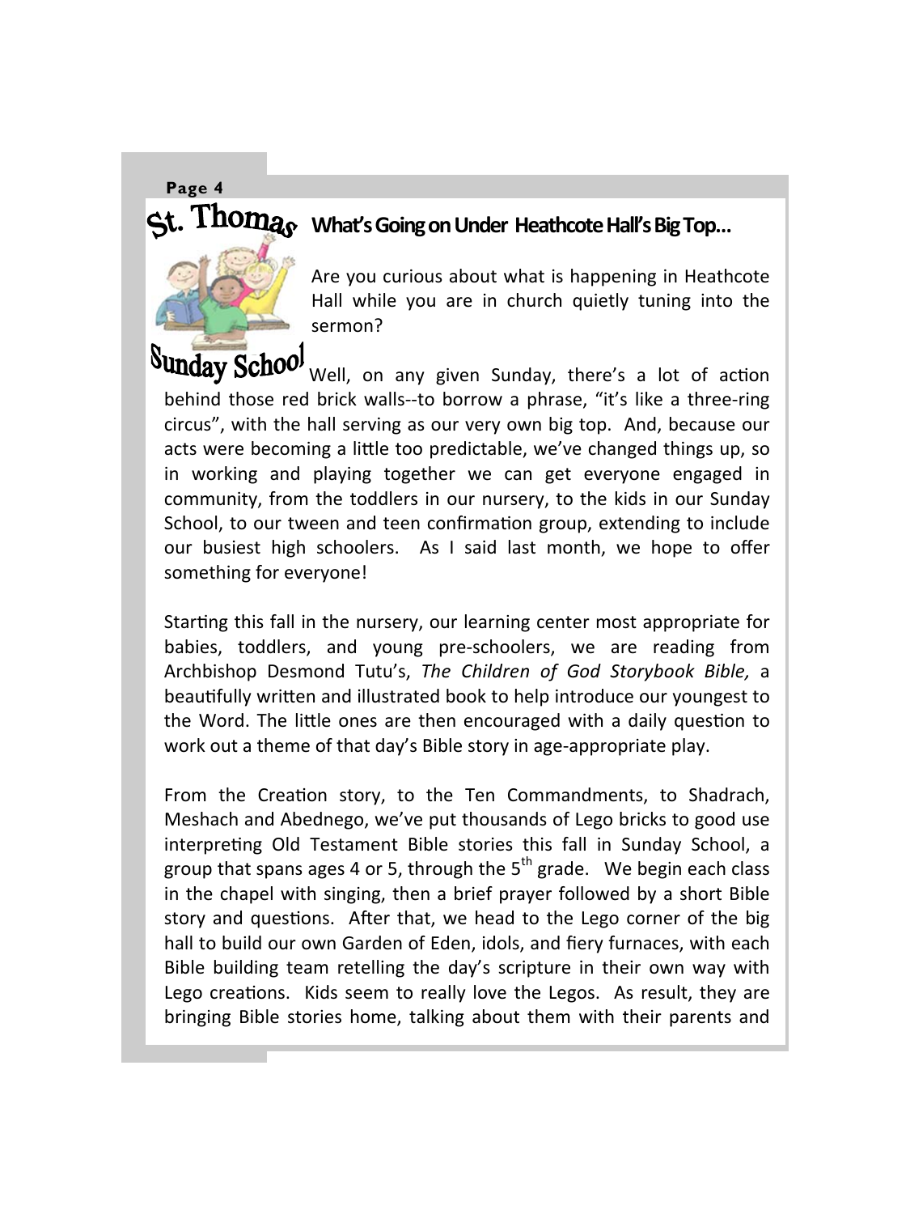St. Thomas Sunday School

## What's Going on Under Heathcote Hall's Big Top...

Are you curious about what is happening in Heathcote Hall while you are in church quietly tuning into the sermon?

Well, on any given Sunday, there's a lot of action behind those red brick walls--to borrow a phrase, "it's like a three-ring circus", with the hall serving as our very own big top. And, because our acts were becoming a little too predictable, we've changed things up, so in working and playing together we can get everyone engaged in community, from the toddlers in our nursery, to the kids in our Sunday School, to our tween and teen confirmation group, extending to include our busiest high schoolers. As I said last month, we hope to offer something for everyone!

Starting this fall in the nursery, our learning center most appropriate for babies, toddlers, and young pre-schoolers, we are reading from Archbishop Desmond Tutu's, *The Children of God Storybook Bible,* a beautifully written and illustrated book to help introduce our youngest to the Word. The little ones are then encouraged with a daily question to work out a theme of that day's Bible story in age-appropriate play.

From the Creation story, to the Ten Commandments, to Shadrach, Meshach and Abednego, we've put thousands of Lego bricks to good use interpreting Old Testament Bible stories this fall in Sunday School, a group that spans ages 4 or 5, through the 5th grade. We begin each class in the chapel with singing, then a brief prayer followed by a short Bible story and questions. After that, we head to the Lego corner of the big hall to build our own Garden of Eden, idols, and fiery furnaces, with each Bible building team retelling the day's scripture in their own way with Lego creations. Kids seem to really love the Legos. As result, they are bringing Bible stories home, talking about them with their parents and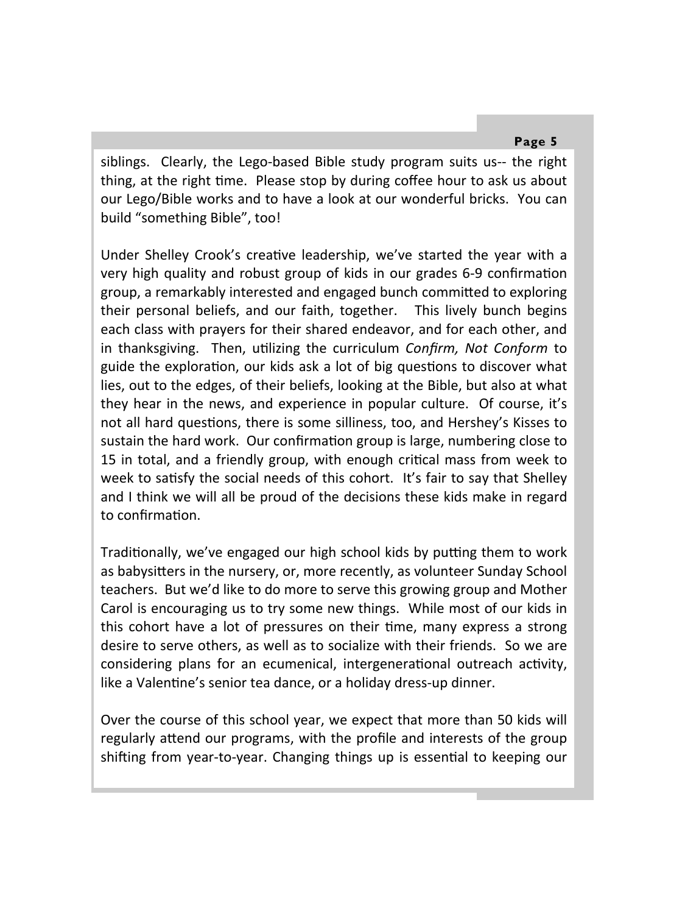siblings.  Clearly, the Lego-based Bible study program suits us-- the right thing, at the right time.  Please stop by during coffee hour to ask us about our Lego/Bible works and to have a look at our wonderful bricks.  You can build “something Bible”, too!

Under Shelley Crook’s creative leadership, we’ve started the year with a very high quality and robust group of kids in our grades 6-9 confirmation group, a remarkably interested and engaged bunch committed to exploring their personal beliefs, and our faith, together.   This lively bunch begins each class with prayers for their shared endeavor, and for each other, and in thanksgiving.  Then, utilizing the curriculum *Confirm, Not Conform* to guide the exploration, our kids ask a lot of big questions to discover what lies, out to the edges, of their beliefs, looking at the Bible, but also at what they hear in the news, and experience in popular culture.  Of course, it’s not all hard questions, there is some silliness, too, and Hershey’s Kisses to sustain the hard work.  Our confirmation group is large, numbering close to 15 in total, and a friendly group, with enough critical mass from week to week to satisfy the social needs of this cohort.  It’s fair to say that Shelley and I think we will all be proud of the decisions these kids make in regard to confirmation.

Traditionally, we’ve engaged our high school kids by putting them to work as babysitters in the nursery, or, more recently, as volunteer Sunday School teachers.  But we’d like to do more to serve this growing group and Mother Carol is encouraging us to try some new things.  While most of our kids in this cohort have a lot of pressures on their time, many express a strong desire to serve others, as well as to socialize with their friends.  So we are considering plans for an ecumenical, intergenerational outreach activity, like a Valentine’s senior tea dance, or a holiday dress-up dinner.

Over the course of this school year, we expect that more than 50 kids will regularly attend our programs, with the profile and interests of the group shifting from year-to-year. Changing things up is essential to keeping our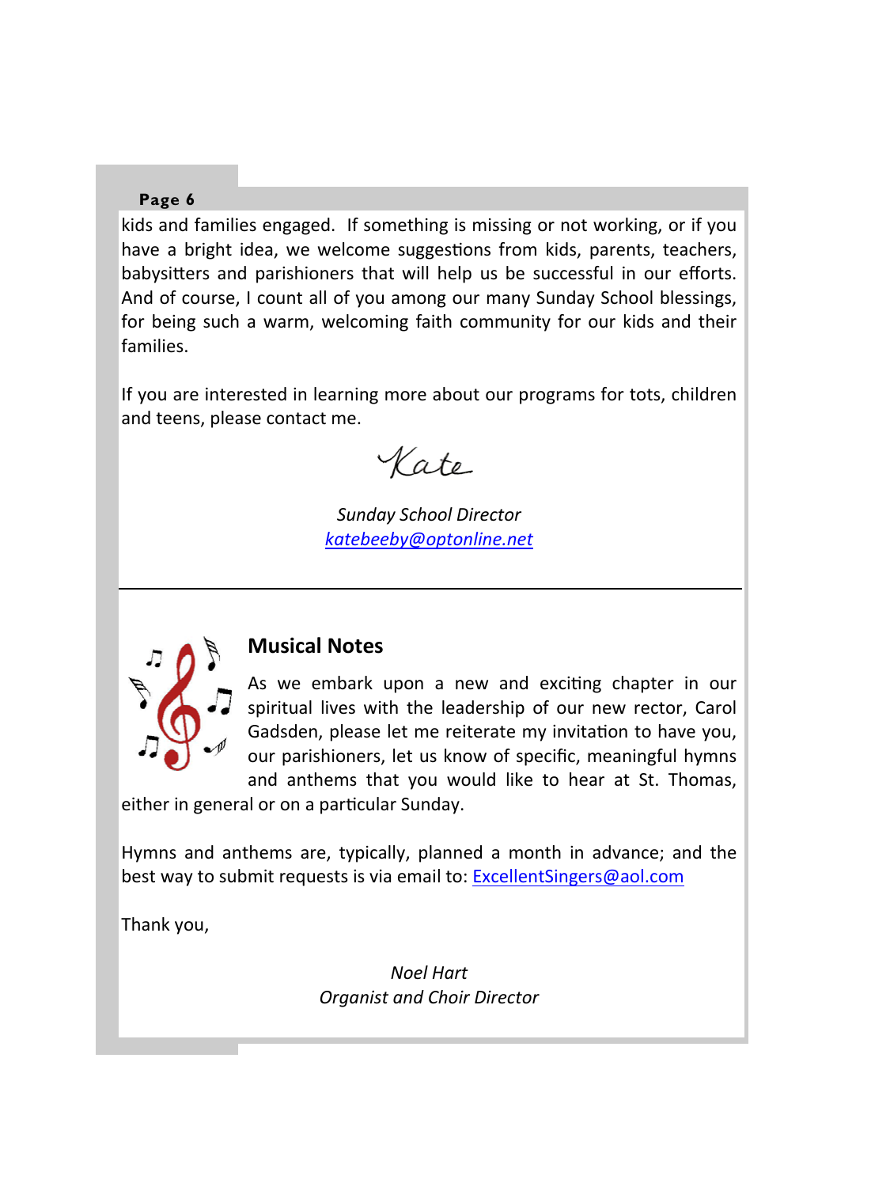kids and families engaged. If something is missing or not working, or if you have a bright idea, we welcome suggestions from kids, parents, teachers, babysitters and parishioners that will help us be successful in our efforts. And of course, I count all of you among our many Sunday School blessings, for being such a warm, welcoming faith community for our kids and their families.

If you are interested in learning more about our programs for tots, children and teens, please contact me.

Kate

*Sunday School Director*
*katebeeby@optonline.net*

---

## Musical Notes

As we embark upon a new and exciting chapter in our spiritual lives with the leadership of our new rector, Carol Gadsden, please let me reiterate my invitation to have you, our parishioners, let us know of specific, meaningful hymns and anthems that you would like to hear at St. Thomas, either in general or on a particular Sunday.

Hymns and anthems are, typically, planned a month in advance; and the best way to submit requests is via email to: ExcellentSingers@aol.com

Thank you,

*Noel Hart*
*Organist and Choir Director*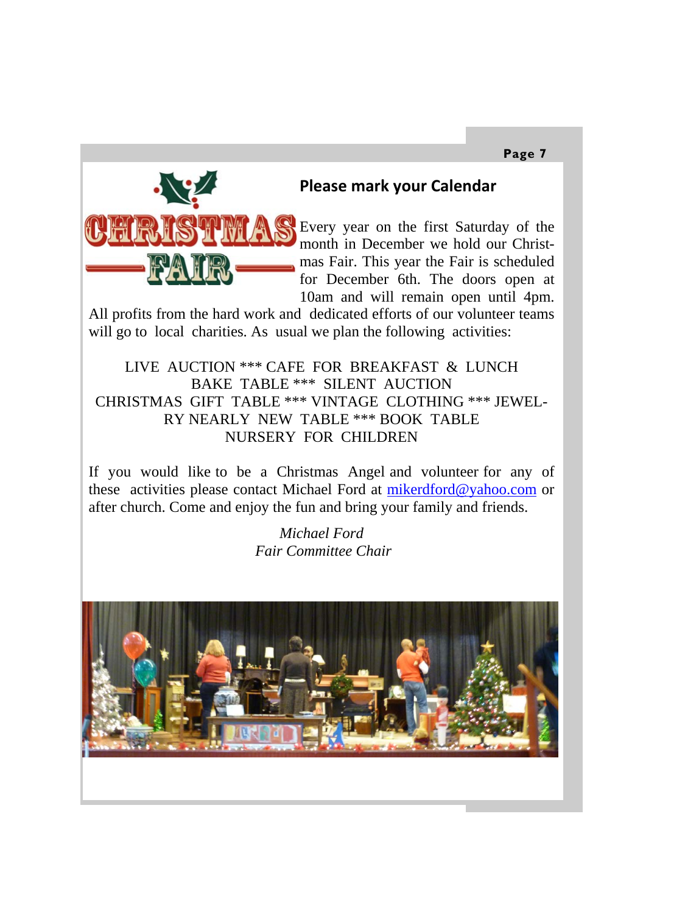## Please mark your Calendar

Every year on the first Saturday of the month in December we hold our Christmas Fair. This year the Fair is scheduled for December 6th. The doors open at 10am and will remain open until 4pm. All profits from the hard work and dedicated efforts of our volunteer teams will go to local charities. As usual we plan the following activities:

LIVE AUCTION *** CAFE FOR BREAKFAST & LUNCH
BAKE TABLE *** SILENT AUCTION
CHRISTMAS GIFT TABLE *** VINTAGE CLOTHING *** JEWELRY NEARLY NEW TABLE *** BOOK TABLE
NURSERY FOR CHILDREN

If you would like to be a Christmas Angel and volunteer for any of these activities please contact Michael Ford at mikerdford@yahoo.com or after church. Come and enjoy the fun and bring your family and friends.

*Michael Ford*
*Fair Committee Chair*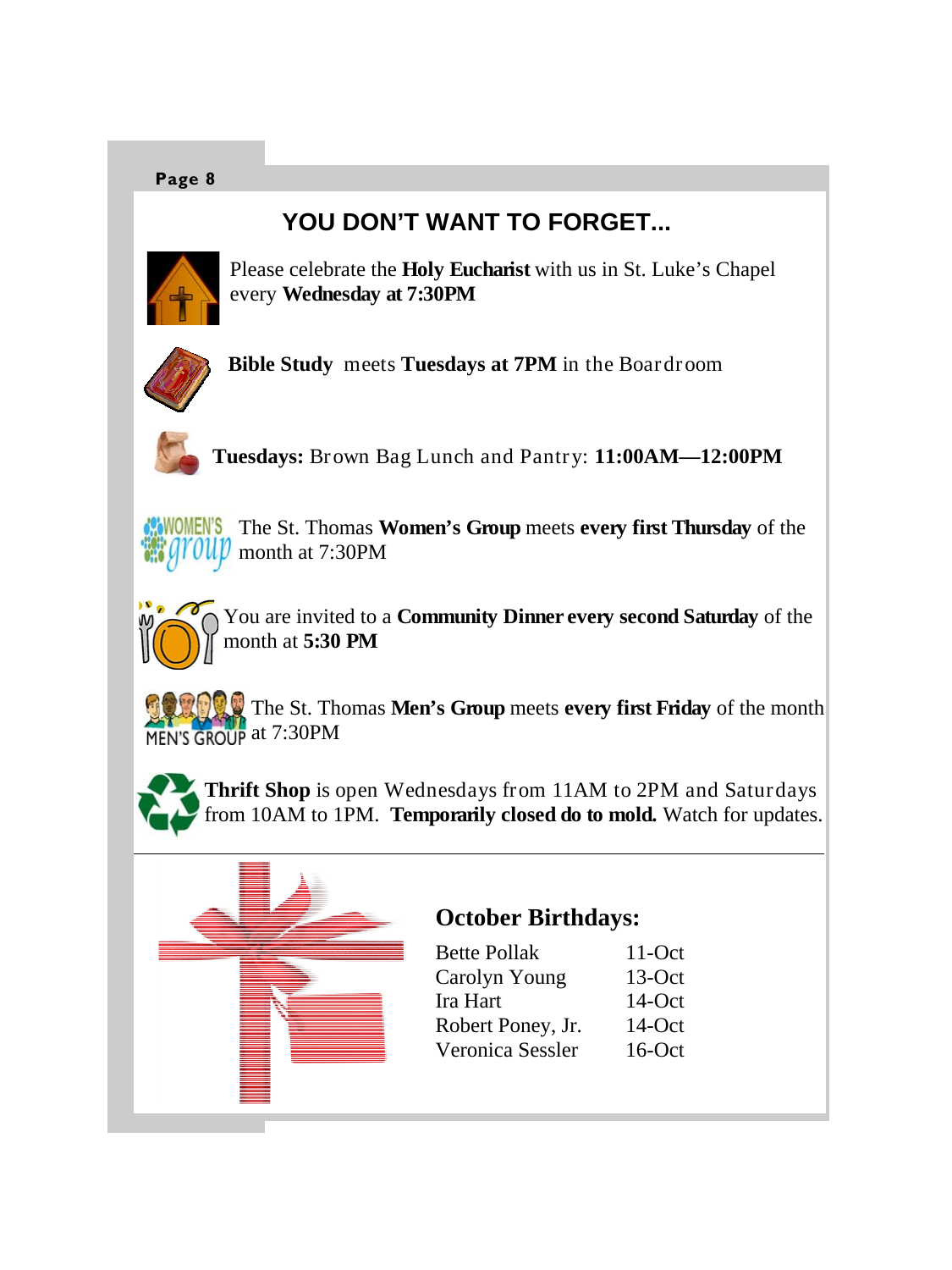## YOU DON'T WANT TO FORGET...

Please celebrate the **Holy Eucharist** with us in St. Luke's Chapel every **Wednesday at 7:30PM**

**Bible Study** meets **Tuesdays at 7PM** in the Boardroom

**Tuesdays:** Brown Bag Lunch and Pantry: **11:00AM—12:00PM**

The St. Thomas **Women's Group** meets **every first Thursday** of the month at 7:30PM

You are invited to a **Community Dinner every second Saturday** of the month at **5:30 PM**

The St. Thomas **Men's Group** meets **every first Friday** of the month at 7:30PM

**Thrift Shop** is open Wednesdays from 11AM to 2PM and Saturdays from 10AM to 1PM. **Temporarily closed do to mold.** Watch for updates.

---

### October Birthdays:

| | |
|---|---|
| Bette Pollak | 11-Oct |
| Carolyn Young | 13-Oct |
| Ira Hart | 14-Oct |
| Robert Poney, Jr. | 14-Oct |
| Veronica Sessler | 16-Oct |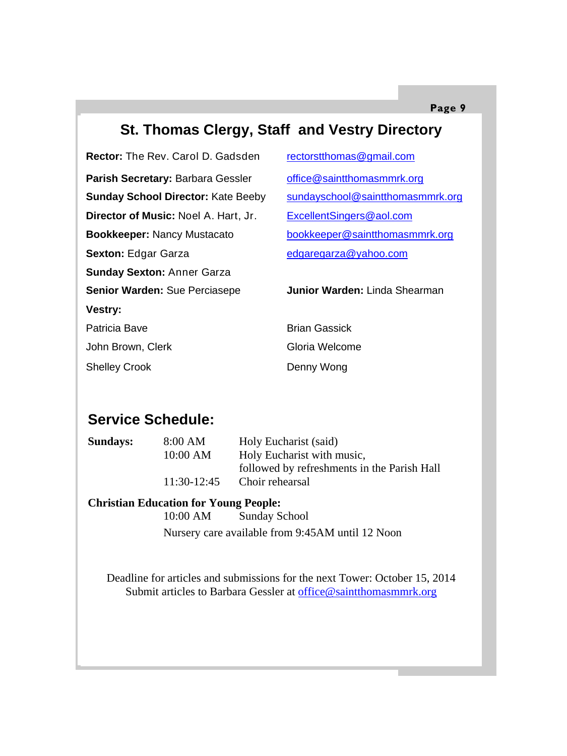# St. Thomas Clergy, Staff and Vestry Directory

| | |
|---|---|
| **Rector:** The Rev. Carol D. Gadsden | rectorstthomas@gmail.com |
| **Parish Secretary:** Barbara Gessler | office@saintthomasmmrk.org |
| **Sunday School Director:** Kate Beeby | sundayschool@saintthomasmmrk.org |
| **Director of Music:** Noel A. Hart, Jr. | ExcellentSingers@aol.com |
| **Bookkeeper:** Nancy Mustacato | bookkeeper@saintthomasmmrk.org |
| **Sexton:** Edgar Garza | edgaregarza@yahoo.com |
| **Sunday Sexton:** Anner Garza | |
| **Senior Warden:** Sue Perciasepe | **Junior Warden:** Linda Shearman |

**Vestry:**

| | |
|---|---|
| Patricia Bave | Brian Gassick |
| John Brown, Clerk | Gloria Welcome |
| Shelley Crook | Denny Wong |

## Service Schedule:

| | | |
|---|---|---|
| **Sundays:** | 8:00 AM | Holy Eucharist (said) |
| | 10:00 AM | Holy Eucharist with music, followed by refreshments in the Parish Hall |
| | 11:30-12:45 | Choir rehearsal |

**Christian Education for Young People:**

10:00 AM Sunday School

Nursery care available from 9:45AM until 12 Noon

Deadline for articles and submissions for the next Tower: October 15, 2014
Submit articles to Barbara Gessler at office@saintthomasmmrk.org